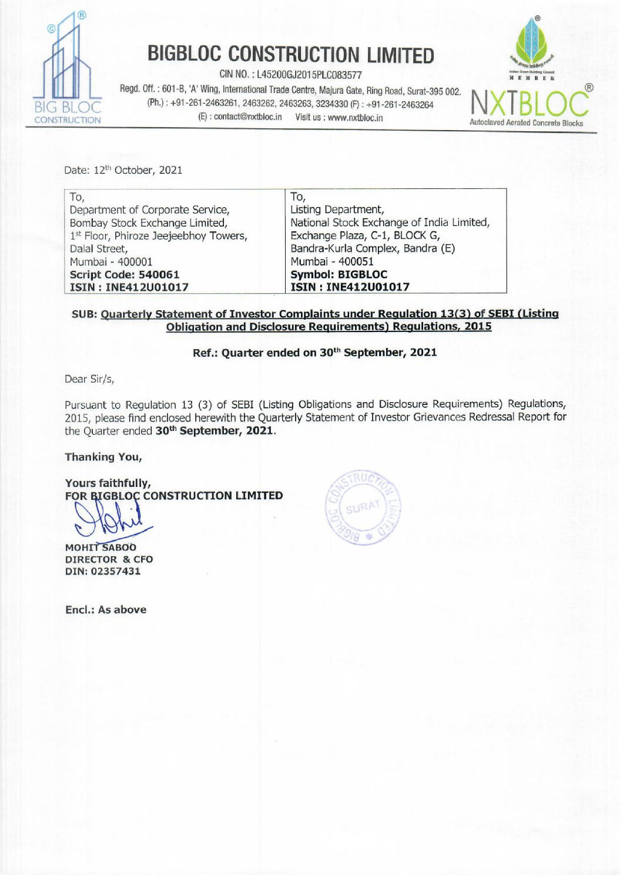# BIGBLOC CONSTRUCTION LIMITED

CIN NO. : L45200GJ2015PLC083577

Regd. Off. : 601-B, 'A' Wing, International Trade Centre, Majura Gate, Ring Road, Surat-395 002.

(Ph.) : +91-261-2463261, 2463262, 2463263, 3234330 (F) : +91-261-2463264

(E) : contact@nxtbloc.in Visit us : www.nxtbloc.in

NXTBLOC Autoclaved Aerated Concrete Blocks

Date: 12th October, 2021

| To, | To, |
|---|---|
| Department of Corporate Service, | Listing Department, |
| Bombay Stock Exchange Limited, | National Stock Exchange of India Limited, |
| 1st Floor, Phiroze Jeejeebhoy Towers, | Exchange Plaza, C-1, BLOCK G, |
| Dalal Street, | Bandra-Kurla Complex, Bandra (E) |
| Mumbai - 400001 | Mumbai - 400051 |
| **Script Code: 540061** | **Symbol: BIGBLOC** |
| **ISIN : INE412U01017** | **ISIN : INE412U01017** |

**SUB: Quarterly Statement of Investor Complaints under Regulation 13(3) of SEBI (Listing Obligation and Disclosure Requirements) Regulations, 2015**

**Ref.: Quarter ended on 30th September, 2021**

Dear Sir/s,

Pursuant to Regulation 13 (3) of SEBI (Listing Obligations and Disclosure Requirements) Regulations, 2015, please find enclosed herewith the Quarterly Statement of Investor Grievances Redressal Report for the Quarter ended **30th September, 2021**.

**Thanking You,**

**Yours faithfully,**
**FOR BIGBLOC CONSTRUCTION LIMITED**

**MOHIT SABOO**
**DIRECTOR & CFO**
**DIN: 02357431**

**Encl.: As above**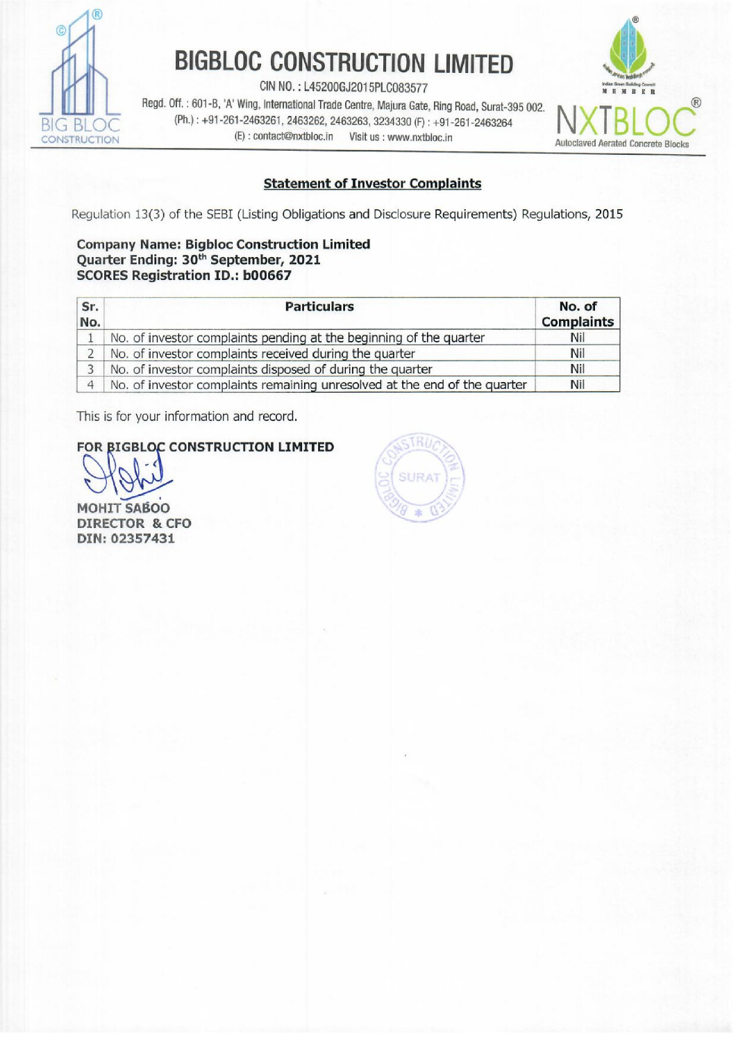# BIGBLOC CONSTRUCTION LIMITED

CIN NO. : L45200GJ2015PLC083577

Regd. Off. : 601-B, 'A' Wing, International Trade Centre, Majura Gate, Ring Road, Surat-395 002.
(Ph.) : +91-261-2463261, 2463262, 2463263, 3234330 (F) : +91-261-2463264
(E) : contact@nxtbloc.in Visit us : www.nxtbloc.in

NXTBLOC® Autoclaved Aerated Concrete Blocks

## Statement of Investor Complaints

Regulation 13(3) of the SEBI (Listing Obligations and Disclosure Requirements) Regulations, 2015

**Company Name: Bigbloc Construction Limited**
**Quarter Ending: 30th September, 2021**
**SCORES Registration ID.: b00667**

| Sr. No. | Particulars | No. of Complaints |
|---|---|---|
| 1 | No. of investor complaints pending at the beginning of the quarter | Nil |
| 2 | No. of investor complaints received during the quarter | Nil |
| 3 | No. of investor complaints disposed of during the quarter | Nil |
| 4 | No. of investor complaints remaining unresolved at the end of the quarter | Nil |

This is for your information and record.

**FOR BIGBLOC CONSTRUCTION LIMITED**

**MOHIT SABOO**
**DIRECTOR & CFO**
**DIN: 02357431**